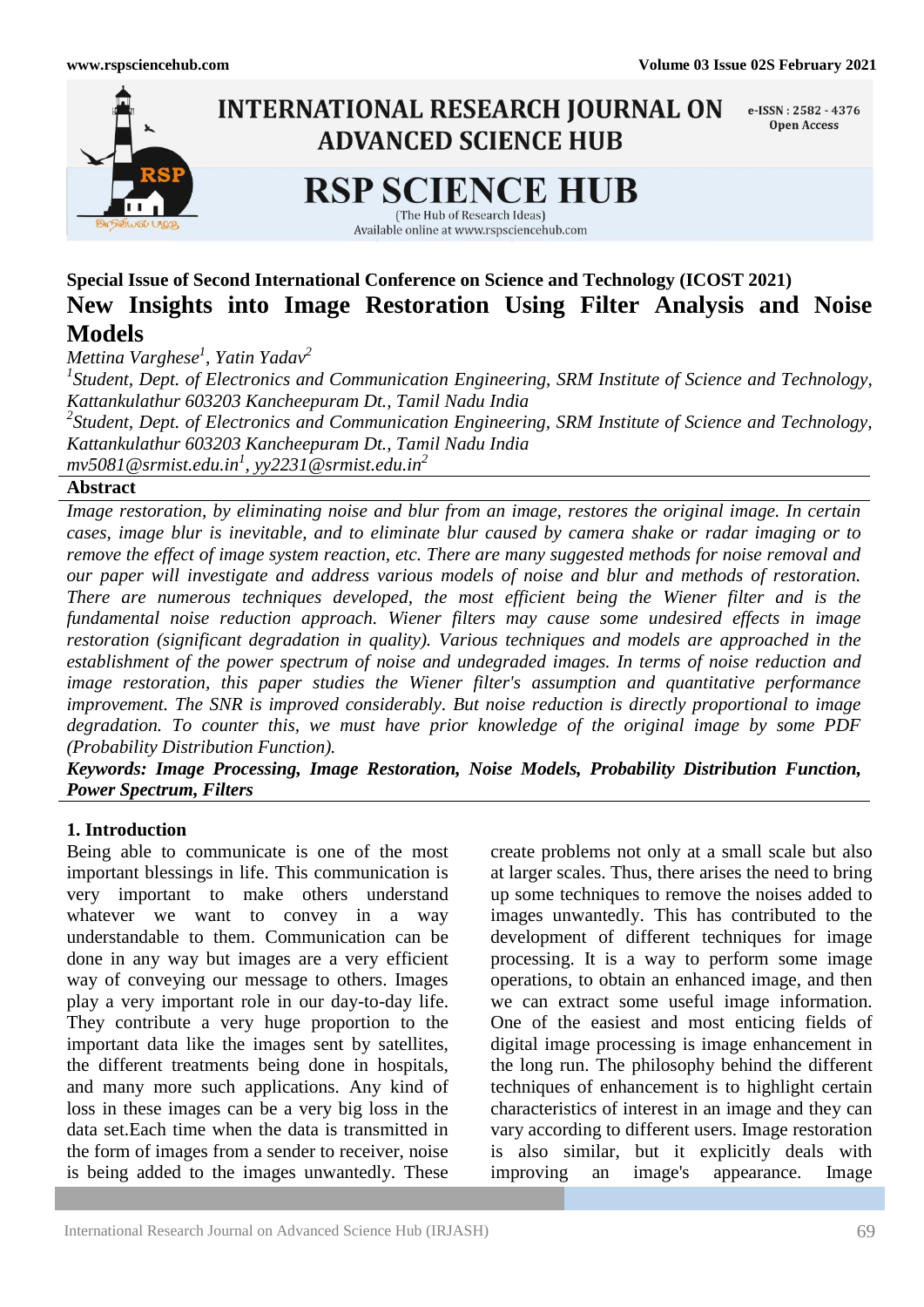**Special Issue of Second International Conference on Science and Technology (ICOST 2021)**

# New Insights into Image Restoration Using Filter Analysis and Noise Models

*Mettina Varghese[1], Yatin Yadav[2]*

*[1]Student, Dept. of Electronics and Communication Engineering, SRM Institute of Science and Technology, Kattankulathur 603203 Kancheepuram Dt., Tamil Nadu India*

*[2]Student, Dept. of Electronics and Communication Engineering, SRM Institute of Science and Technology, Kattankulathur 603203 Kancheepuram Dt., Tamil Nadu India*

*mv5081@srmist.edu.in[1], yy2231@srmist.edu.in[2]*

## Abstract

*Image restoration, by eliminating noise and blur from an image, restores the original image. In certain cases, image blur is inevitable, and to eliminate blur caused by camera shake or radar imaging or to remove the effect of image system reaction, etc. There are many suggested methods for noise removal and our paper will investigate and address various models of noise and blur and methods of restoration. There are numerous techniques developed, the most efficient being the Wiener filter and is the fundamental noise reduction approach. Wiener filters may cause some undesired effects in image restoration (significant degradation in quality). Various techniques and models are approached in the establishment of the power spectrum of noise and undegraded images. In terms of noise reduction and image restoration, this paper studies the Wiener filter's assumption and quantitative performance improvement. The SNR is improved considerably. But noise reduction is directly proportional to image degradation. To counter this, we must have prior knowledge of the original image by some PDF (Probability Distribution Function).*

***Keywords: Image Processing, Image Restoration, Noise Models, Probability Distribution Function, Power Spectrum, Filters***

## 1. Introduction

Being able to communicate is one of the most important blessings in life. This communication is very important to make others understand whatever we want to convey in a way understandable to them. Communication can be done in any way but images are a very efficient way of conveying our message to others. Images play a very important role in our day-to-day life. They contribute a very huge proportion to the important data like the images sent by satellites, the different treatments being done in hospitals, and many more such applications. Any kind of loss in these images can be a very big loss in the data set.Each time when the data is transmitted in the form of images from a sender to receiver, noise is being added to the images unwantedly. These create problems not only at a small scale but also at larger scales. Thus, there arises the need to bring up some techniques to remove the noises added to images unwantedly. This has contributed to the development of different techniques for image processing. It is a way to perform some image operations, to obtain an enhanced image, and then we can extract some useful image information. One of the easiest and most enticing fields of digital image processing is image enhancement in the long run. The philosophy behind the different techniques of enhancement is to highlight certain characteristics of interest in an image and they can vary according to different users. Image restoration is also similar, but it explicitly deals with improving an image's appearance. Image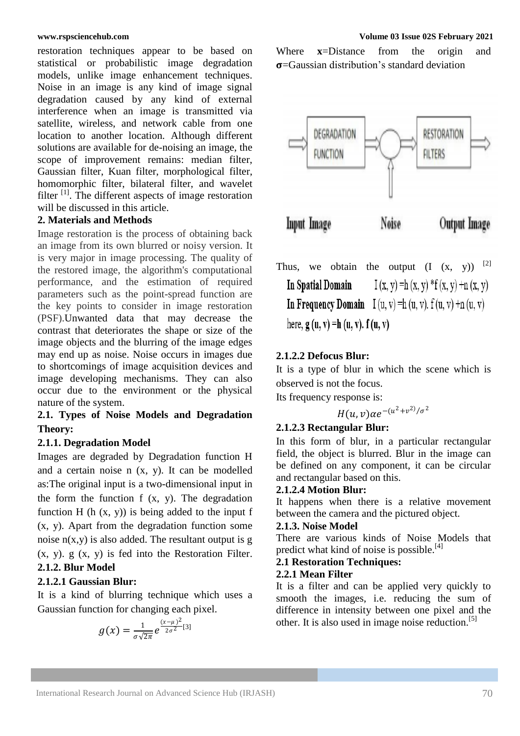restoration techniques appear to be based on statistical or probabilistic image degradation models, unlike image enhancement techniques. Noise in an image is any kind of image signal degradation caused by any kind of external interference when an image is transmitted via satellite, wireless, and network cable from one location to another location. Although different solutions are available for de-noising an image, the scope of improvement remains: median filter, Gaussian filter, Kuan filter, morphological filter, homomorphic filter, bilateral filter, and wavelet filter [1]. The different aspects of image restoration will be discussed in this article.

## 2. Materials and Methods

Image restoration is the process of obtaining back an image from its own blurred or noisy version. It is very major in image processing. The quality of the restored image, the algorithm's computational performance, and the estimation of required parameters such as the point-spread function are the key points to consider in image restoration (PSF).Unwanted data that may decrease the contrast that deteriorates the shape or size of the image objects and the blurring of the image edges may end up as noise. Noise occurs in images due to shortcomings of image acquisition devices and image developing mechanisms. They can also occur due to the environment or the physical nature of the system.

### 2.1. Types of Noise Models and Degradation Theory:

#### 2.1.1. Degradation Model

Images are degraded by Degradation function H and a certain noise n (x, y). It can be modelled as:The original input is a two-dimensional input in the form the function f (x, y). The degradation function H (h (x, y)) is being added to the input f (x, y). Apart from the degradation function some noise n(x,y) is also added. The resultant output is g (x, y). g (x, y) is fed into the Restoration Filter.

#### 2.1.2. Blur Model

##### 2.1.2.1 Gaussian Blur:

It is a kind of blurring technique which uses a Gaussian function for changing each pixel.

$$g(x) = \frac{1}{\sigma\sqrt{2\pi}} e^{\frac{(x-\mu)^2}{2\sigma^2}} [3]$$

Where **x**=Distance from the origin and **σ**=Gaussian distribution's standard deviation

DEGRADATION FUNCTION → RESTORATION FILTERS

Input Image    Noise    Output Image

Thus, we obtain the output (I (x, y)) [2]

**In Spatial Domain** I (x, y) =h (x, y) *f (x, y) +n (x, y)

**In Frequency Domain** I (u, v) =h (u, v). f (u, v) +n (u, v)

here, **g (u, v) =h (u, v). f (u, v)**

##### 2.1.2.2 Defocus Blur:

It is a type of blur in which the scene which is observed is not the focus.

Its frequency response is:

$$H(u, v)\alpha e^{-(u^2+v^2)/\sigma^2}$$

##### 2.1.2.3 Rectangular Blur:

In this form of blur, in a particular rectangular field, the object is blurred. Blur in the image can be defined on any component, it can be circular and rectangular based on this.

##### 2.1.2.4 Motion Blur:

It happens when there is a relative movement between the camera and the pictured object.

#### 2.1.3. Noise Model

There are various kinds of Noise Models that predict what kind of noise is possible.[4]

### 2.1 Restoration Techniques:

#### 2.2.1 Mean Filter

It is a filter and can be applied very quickly to smooth the images, i.e. reducing the sum of difference in intensity between one pixel and the other. It is also used in image noise reduction.[5]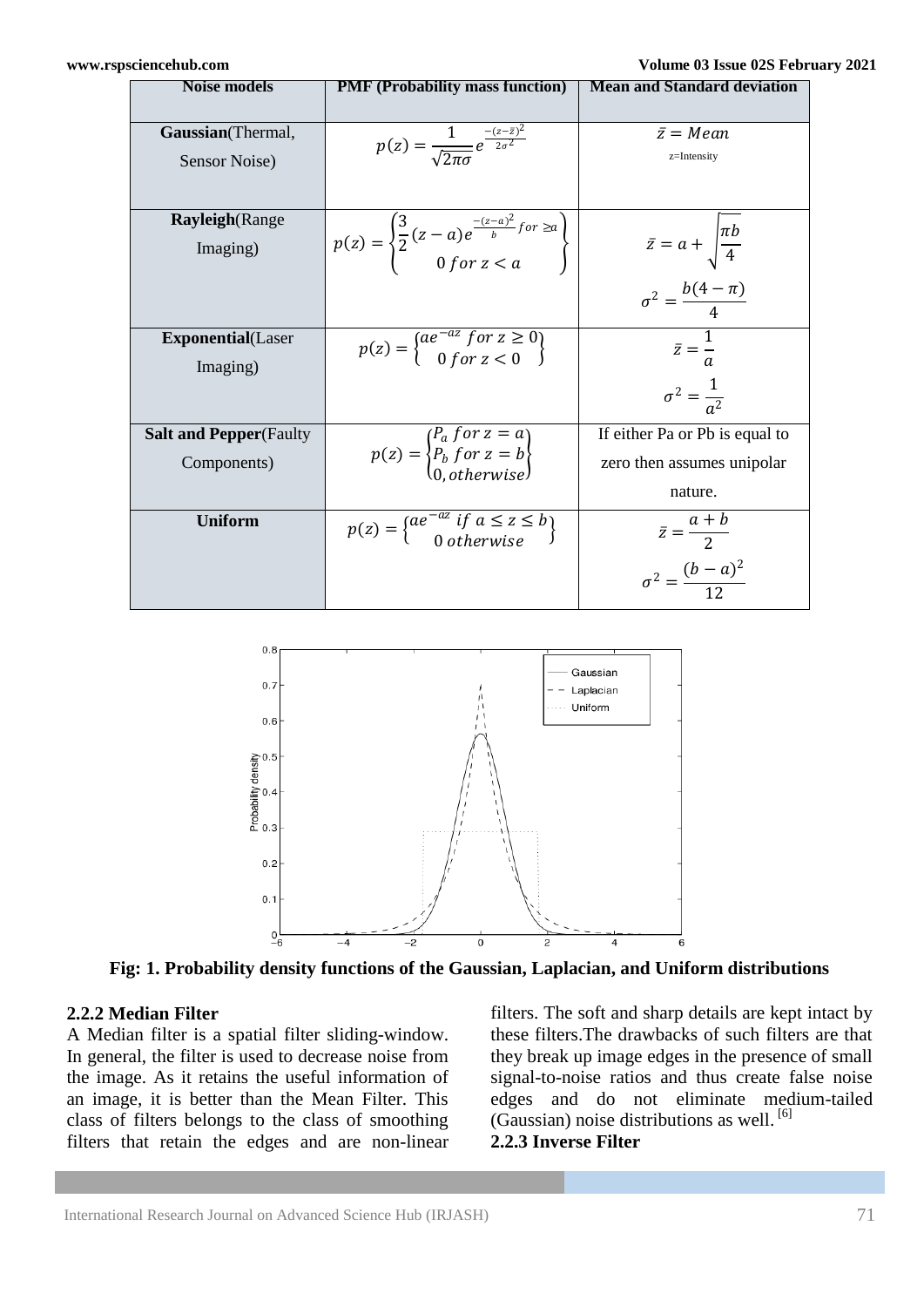| Noise models | PMF (Probability mass function) | Mean and Standard deviation |
| --- | --- | --- |
| **Gaussian**(Thermal, Sensor Noise) | $p(z) = \frac{1}{\sqrt{2\pi\sigma}} e^{\frac{-(z-\bar{z})^2}{2\sigma^2}}$ | $\bar{z} = Mean$ z=Intensity |
| **Rayleigh**(Range Imaging) | $p(z) = \begin{cases} \frac{3}{2}(z-a)e^{\frac{-(z-a)^2}{b}} for \geq a \\ 0 \; for \; z < a \end{cases}$ | $\bar{z} = a + \sqrt{\frac{\pi b}{4}}$ $\sigma^2 = \frac{b(4-\pi)}{4}$ |
| **Exponential**(Laser Imaging) | $p(z) = \begin{cases} ae^{-az} \; for \; z \geq 0 \\ 0 \; for \; z < 0 \end{cases}$ | $\bar{z} = \frac{1}{a}$ $\sigma^2 = \frac{1}{a^2}$ |
| **Salt and Pepper**(Faulty Components) | $p(z) = \begin{cases} P_a \; for \; z = a \\ P_b \; for \; z = b \\ 0, otherwise \end{cases}$ | If either Pa or Pb is equal to zero then assumes unipolar nature. |
| **Uniform** | $p(z) = \begin{cases} ae^{-az} \; if \; a \leq z \leq b \\ 0 \; otherwise \end{cases}$ | $\bar{z} = \frac{a+b}{2}$ $\sigma^2 = \frac{(b-a)^2}{12}$ |

**Fig: 1. Probability density functions of the Gaussian, Laplacian, and Uniform distributions**

### 2.2.2 Median Filter

A Median filter is a spatial filter sliding-window. In general, the filter is used to decrease noise from the image. As it retains the useful information of an image, it is better than the Mean Filter. This class of filters belongs to the class of smoothing filters that retain the edges and are non-linear filters. The soft and sharp details are kept intact by these filters.The drawbacks of such filters are that they break up image edges in the presence of small signal-to-noise ratios and thus create false noise edges and do not eliminate medium-tailed (Gaussian) noise distributions as well. [6]

### 2.2.3 Inverse Filter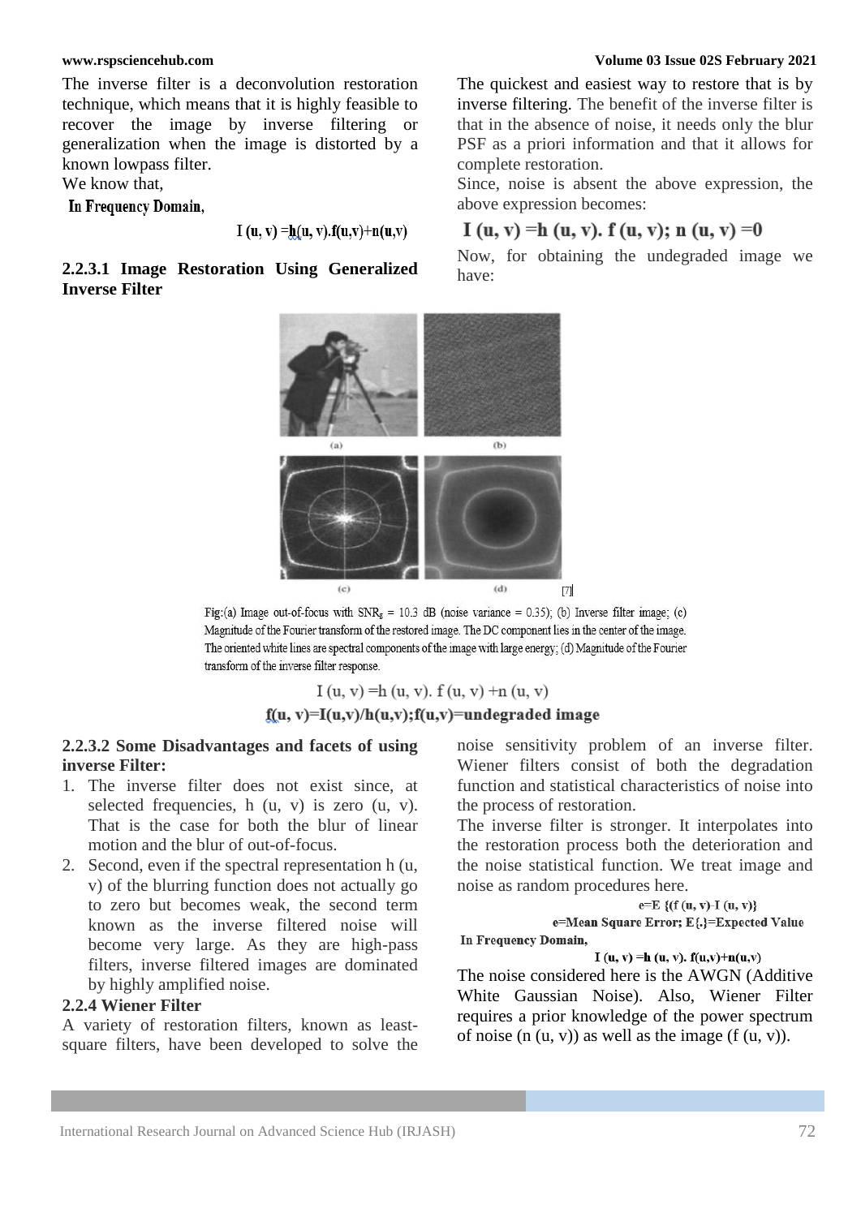The inverse filter is a deconvolution restoration technique, which means that it is highly feasible to recover the image by inverse filtering or generalization when the image is distorted by a known lowpass filter.

We know that,

**In Frequency Domain,**

$$I(u, v) = h(u, v).f(u,v)+n(u,v)$$

### 2.2.3.1 Image Restoration Using Generalized Inverse Filter

The quickest and easiest way to restore that is by inverse filtering. The benefit of the inverse filter is that in the absence of noise, it needs only the blur PSF as a priori information and that it allows for complete restoration.

Since, noise is absent the above expression, the above expression becomes:

$$I(u, v) = h(u, v).\ f(u, v);\ n(u, v) = 0$$

Now, for obtaining the undegraded image we have:

[7]

Fig:(a) Image out-of-focus with $SNR_g$ = 10.3 dB (noise variance = 0.35); (b) Inverse filter image; (c) Magnitude of the Fourier transform of the restored image. The DC component lies in the center of the image. The oriented white lines are spectral components of the image with large energy; (d) Magnitude of the Fourier transform of the inverse filter response.

$$I(u, v) = h(u, v).\ f(u, v) + n(u, v)$$

$$f(u, v)=I(u,v)/h(u,v);f(u,v)=\text{undegraded image}$$

### 2.2.3.2 Some Disadvantages and facets of using inverse Filter:

1. The inverse filter does not exist since, at selected frequencies, h (u, v) is zero (u, v). That is the case for both the blur of linear motion and the blur of out-of-focus.
2. Second, even if the spectral representation h (u, v) of the blurring function does not actually go to zero but becomes weak, the second term known as the inverse filtered noise will become very large. As they are high-pass filters, inverse filtered images are dominated by highly amplified noise.

### 2.2.4 Wiener Filter

A variety of restoration filters, known as least-square filters, have been developed to solve the noise sensitivity problem of an inverse filter. Wiener filters consist of both the degradation function and statistical characteristics of noise into the process of restoration.

The inverse filter is stronger. It interpolates into the restoration process both the deterioration and the noise statistical function. We treat image and noise as random procedures here.

$$e=E\ \{(f(u, v)-I(u, v)\}$$

e=Mean Square Error; E{.}=Expected Value

**In Frequency Domain,**

$$I(u, v) = h(u, v).\ f(u,v)+n(u,v)$$

The noise considered here is the AWGN (Additive White Gaussian Noise). Also, Wiener Filter requires a prior knowledge of the power spectrum of noise (n (u, v)) as well as the image (f (u, v)).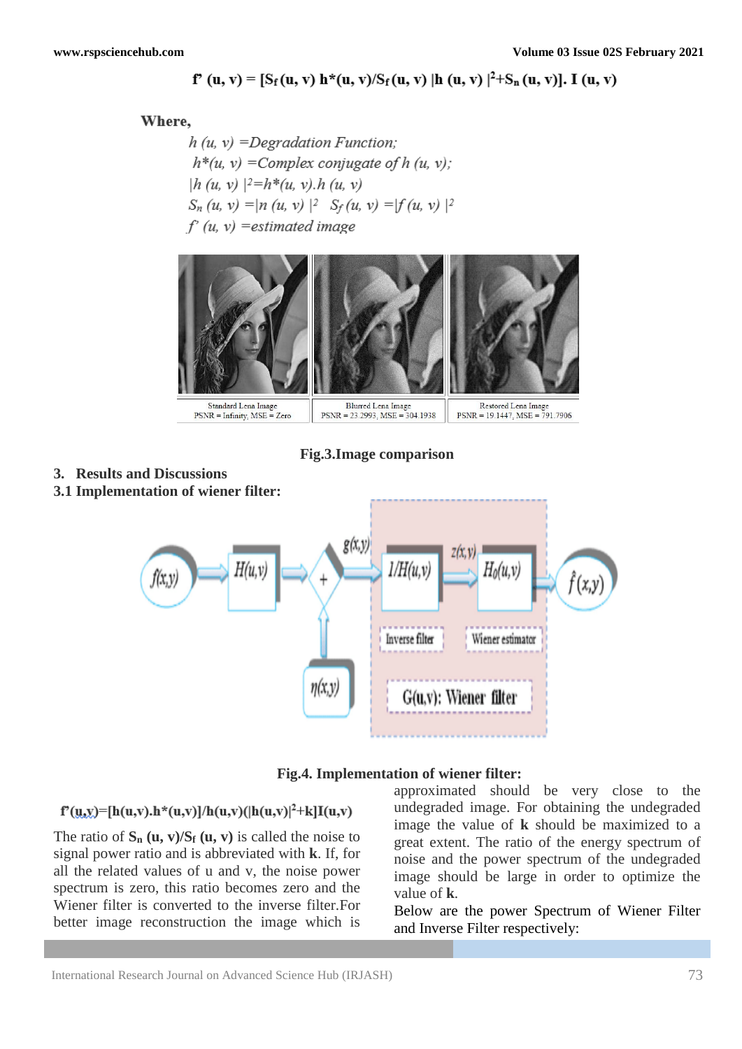$$f'(u, v) = [S_f(u, v)\ h^*(u, v)/S_f(u, v)\ |h(u, v)|^2 + S_n(u, v)].\ I(u, v)$$

**Where,**

*h (u, v) =Degradation Function;*

*h\*(u, v) =Complex conjugate of h (u, v);*

$|h(u, v)|^2 = h^*(u, v).h(u, v)$

$S_n(u, v) = |n(u, v)|^2 \quad S_f(u, v) = |f(u, v)|^2$

*f' (u, v) =estimated image*

| Standard Lena Image PSNR = Infinity, MSE = Zero | Blurred Lena Image PSNR = 23.2993, MSE = 304.1938 | Restored Lena Image PSNR = 19.1447, MSE = 791.7906 |
|---|---|---|

**Fig.3.Image comparison**

## 3. Results and Discussions

### 3.1 Implementation of wiener filter:

**Fig.4. Implementation of wiener filter:**

$$f'(u,v) = [h(u,v).h^*(u,v)]/h(u,v)(|h(u,v)|^2 + k]I(u,v)$$

The ratio of $S_n(u, v)/S_f(u, v)$ is called the noise to signal power ratio and is abbreviated with **k**. If, for all the related values of u and v, the noise power spectrum is zero, this ratio becomes zero and the Wiener filter is converted to the inverse filter.For better image reconstruction the image which is approximated should be very close to the undegraded image. For obtaining the undegraded image the value of **k** should be maximized to a great extent. The ratio of the energy spectrum of noise and the power spectrum of the undegraded image should be large in order to optimize the value of **k**.

Below are the power Spectrum of Wiener Filter and Inverse Filter respectively: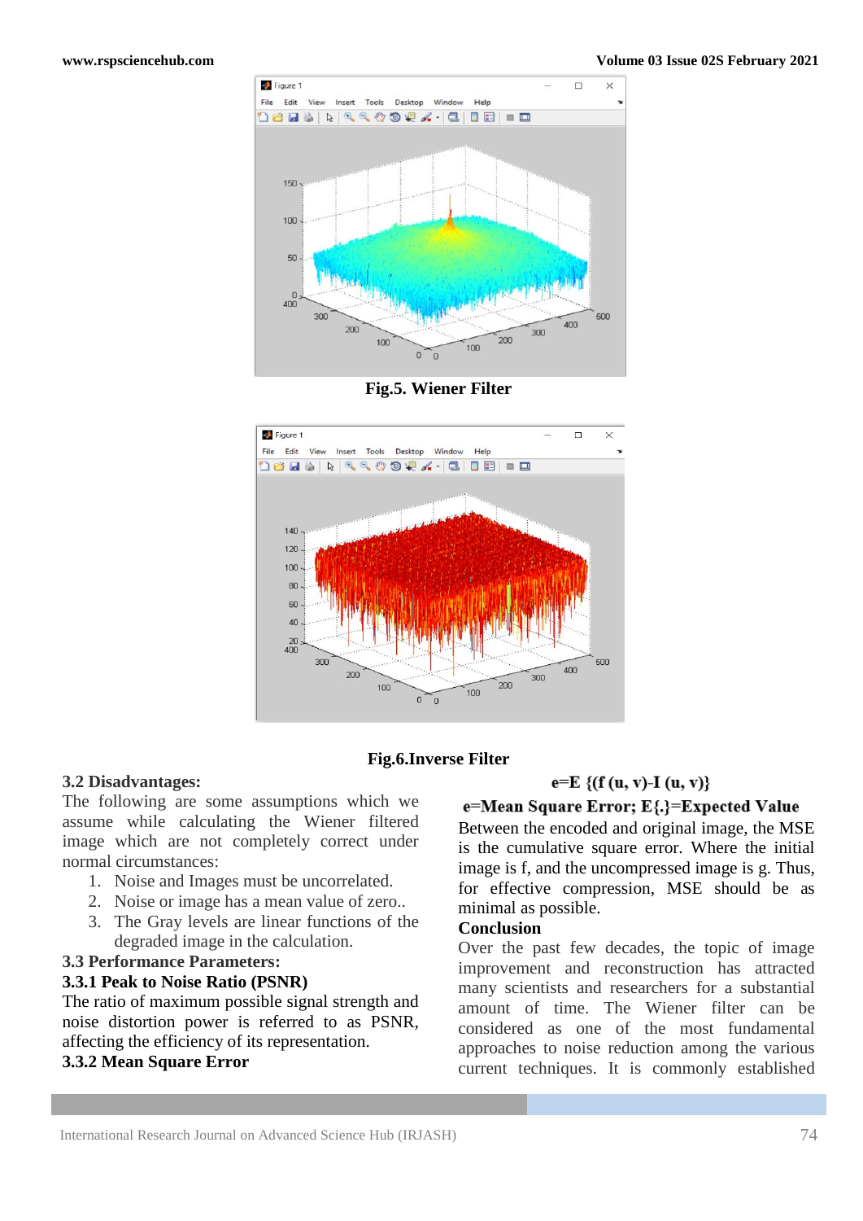Fig.5. Wiener Filter

Fig.6.Inverse Filter

**3.2 Disadvantages:**

The following are some assumptions which we assume while calculating the Wiener filtered image which are not completely correct under normal circumstances:

1. Noise and Images must be uncorrelated.
2. Noise or image has a mean value of zero..
3. The Gray levels are linear functions of the degraded image in the calculation.

**3.3 Performance Parameters:**

**3.3.1 Peak to Noise Ratio (PSNR)**

The ratio of maximum possible signal strength and noise distortion power is referred to as PSNR, affecting the efficiency of its representation.

**3.3.2 Mean Square Error**

$$e=E\{(f(u,v)-I(u,v)\}$$

**e=Mean Square Error; E{.}=Expected Value**

Between the encoded and original image, the MSE is the cumulative square error. Where the initial image is f, and the uncompressed image is g. Thus, for effective compression, MSE should be as minimal as possible.

**Conclusion**

Over the past few decades, the topic of image improvement and reconstruction has attracted many scientists and researchers for a substantial amount of time. The Wiener filter can be considered as one of the most fundamental approaches to noise reduction among the various current techniques. It is commonly established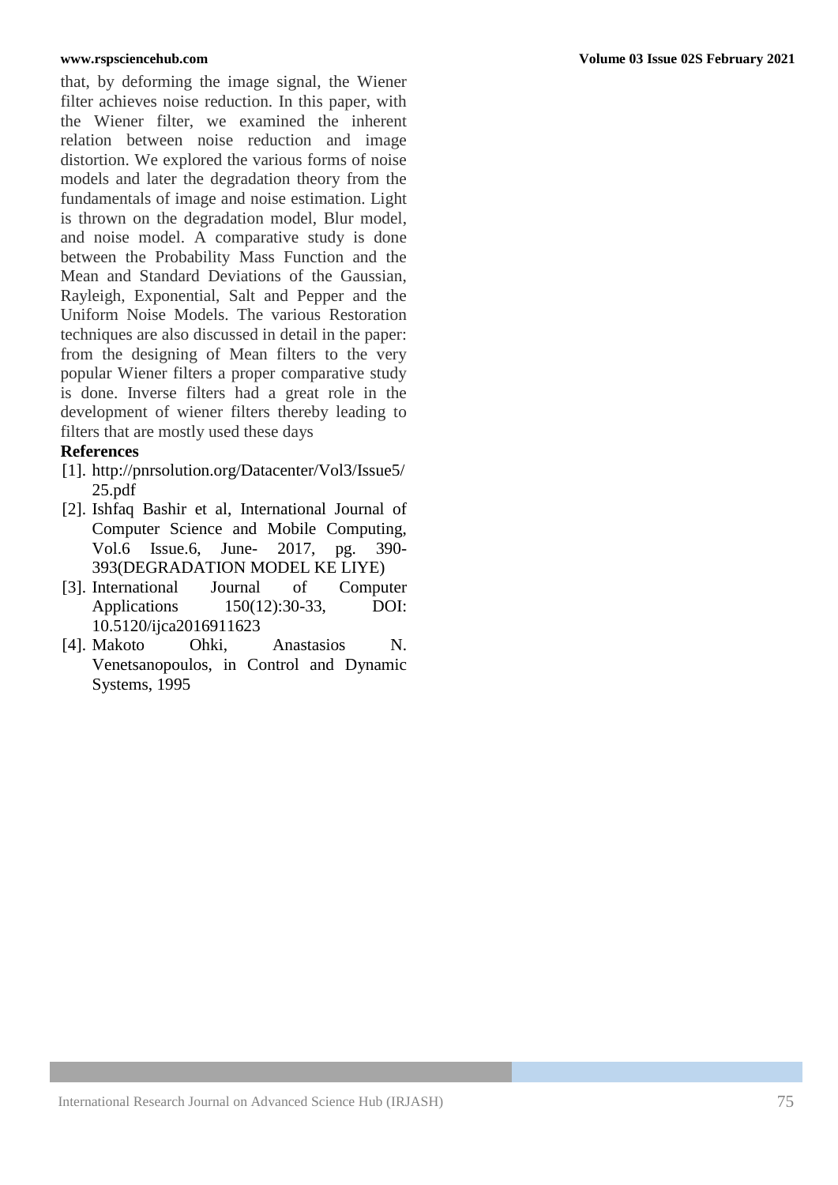that, by deforming the image signal, the Wiener filter achieves noise reduction. In this paper, with the Wiener filter, we examined the inherent relation between noise reduction and image distortion. We explored the various forms of noise models and later the degradation theory from the fundamentals of image and noise estimation. Light is thrown on the degradation model, Blur model, and noise model. A comparative study is done between the Probability Mass Function and the Mean and Standard Deviations of the Gaussian, Rayleigh, Exponential, Salt and Pepper and the Uniform Noise Models. The various Restoration techniques are also discussed in detail in the paper: from the designing of Mean filters to the very popular Wiener filters a proper comparative study is done. Inverse filters had a great role in the development of wiener filters thereby leading to filters that are mostly used these days

**References**

[1]. http://pnrsolution.org/Datacenter/Vol3/Issue5/25.pdf

[2]. Ishfaq Bashir et al, International Journal of Computer Science and Mobile Computing, Vol.6 Issue.6, June- 2017, pg. 390-393(DEGRADATION MODEL KE LIYE)

[3]. International Journal of Computer Applications 150(12):30-33, DOI: 10.5120/ijca2016911623

[4]. Makoto Ohki, Anastasios N. Venetsanopoulos, in Control and Dynamic Systems, 1995